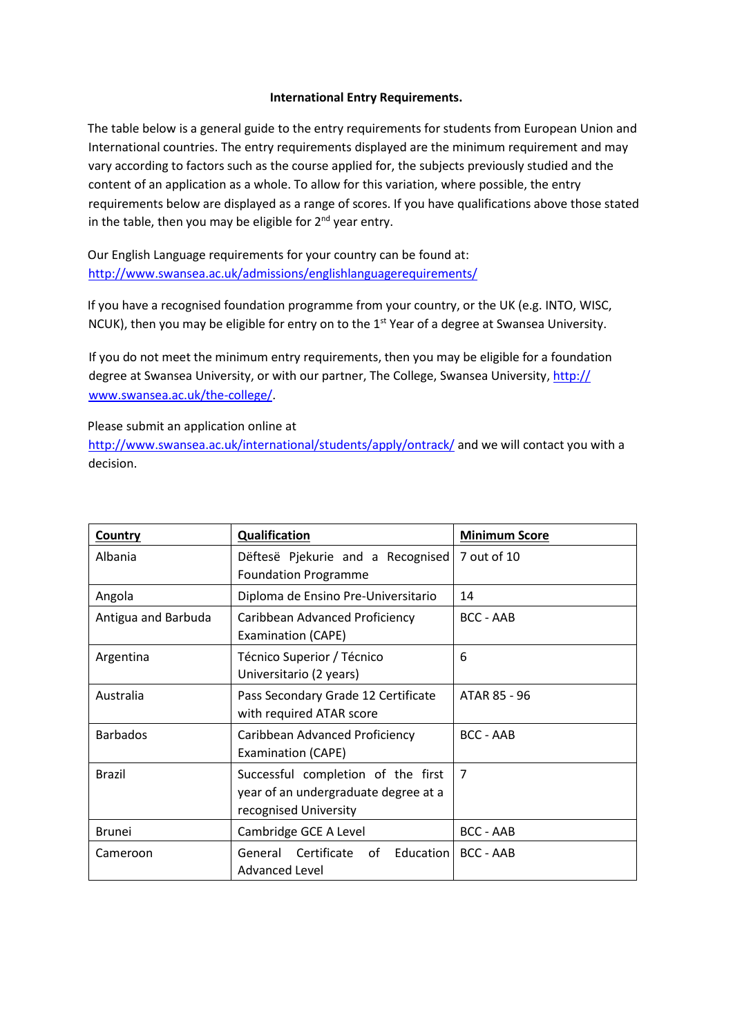**International Entry Requirements.**

The table below is a general guide to the entry requirements for students from European Union and International countries. The entry requirements displayed are the minimum requirement and may vary according to factors such as the course applied for, the subjects previously studied and the content of an application as a whole. To allow for this variation, where possible, the entry requirements below are displayed as a range of scores. If you have qualifications above those stated in the table, then you may be eligible for 2nd year entry.

Our English Language requirements for your country can be found at: http://www.swansea.ac.uk/admissions/englishlanguagerequirements/

If you have a recognised foundation programme from your country, or the UK (e.g. INTO, WISC, NCUK), then you may be eligible for entry on to the 1st Year of a degree at Swansea University.

If you do not meet the minimum entry requirements, then you may be eligible for a foundation degree at Swansea University, or with our partner, The College, Swansea University, http://www.swansea.ac.uk/the-college/.

Please submit an application online at http://www.swansea.ac.uk/international/students/apply/ontrack/ and we will contact you with a decision.

| Country | Qualification | Minimum Score |
|---|---|---|
| Albania | Dëftesë Pjekurie and a Recognised Foundation Programme | 7 out of 10 |
| Angola | Diploma de Ensino Pre-Universitario | 14 |
| Antigua and Barbuda | Caribbean Advanced Proficiency Examination (CAPE) | BCC - AAB |
| Argentina | Técnico Superior / Técnico Universitario (2 years) | 6 |
| Australia | Pass Secondary Grade 12 Certificate with required ATAR score | ATAR 85 - 96 |
| Barbados | Caribbean Advanced Proficiency Examination (CAPE) | BCC - AAB |
| Brazil | Successful completion of the first year of an undergraduate degree at a recognised University | 7 |
| Brunei | Cambridge GCE A Level | BCC - AAB |
| Cameroon | General Certificate of Education Advanced Level | BCC - AAB |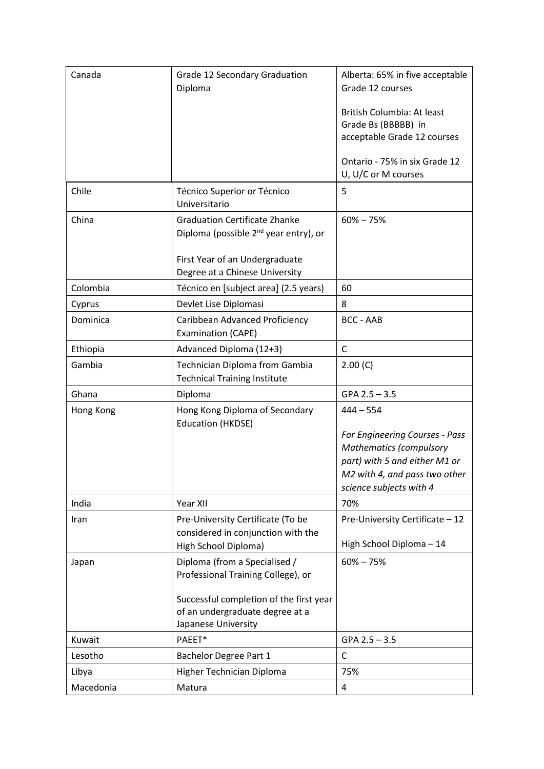| Canada | Grade 12 Secondary Graduation Diploma | Alberta: 65% in five acceptable Grade 12 courses<br><br>British Columbia: At least Grade Bs (BBBBB) in acceptable Grade 12 courses<br><br>Ontario - 75% in six Grade 12 U, U/C or M courses |
|---|---|---|
| Chile | Técnico Superior or Técnico Universitario | 5 |
| China | Graduation Certificate Zhanke Diploma (possible 2nd year entry), or<br><br>First Year of an Undergraduate Degree at a Chinese University | 60% – 75% |
| Colombia | Técnico en [subject area] (2.5 years) | 60 |
| Cyprus | Devlet Lise Diplomasi | 8 |
| Dominica | Caribbean Advanced Proficiency Examination (CAPE) | BCC - AAB |
| Ethiopia | Advanced Diploma (12+3) | C |
| Gambia | Technician Diploma from Gambia Technical Training Institute | 2.00 (C) |
| Ghana | Diploma | GPA 2.5 – 3.5 |
| Hong Kong | Hong Kong Diploma of Secondary Education (HKDSE) | 444 – 554<br><br>*For Engineering Courses - Pass Mathematics (compulsory part) with 5 and either M1 or M2 with 4, and pass two other science subjects with 4* |
| India | Year XII | 70% |
| Iran | Pre-University Certificate (To be considered in conjunction with the High School Diploma) | Pre-University Certificate – 12<br><br>High School Diploma – 14 |
| Japan | Diploma (from a Specialised / Professional Training College), or<br><br>Successful completion of the first year of an undergraduate degree at a Japanese University | 60% – 75% |
| Kuwait | PAEET* | GPA 2.5 – 3.5 |
| Lesotho | Bachelor Degree Part 1 | C |
| Libya | Higher Technician Diploma | 75% |
| Macedonia | Matura | 4 |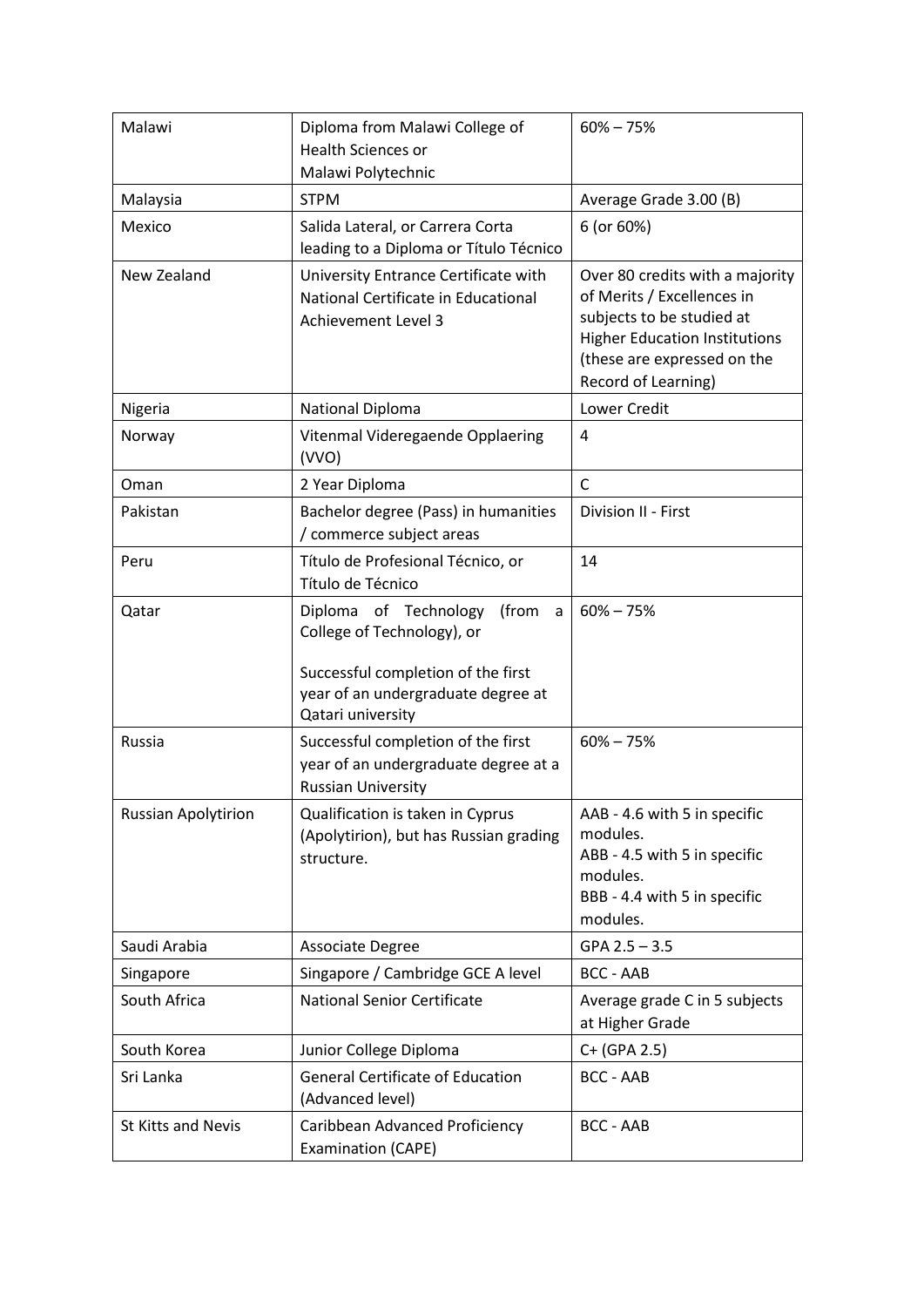| Malawi | Diploma from Malawi College of Health Sciences or Malawi Polytechnic | 60% – 75% |
|---|---|---|
| Malaysia | STPM | Average Grade 3.00 (B) |
| Mexico | Salida Lateral, or Carrera Corta leading to a Diploma or Título Técnico | 6 (or 60%) |
| New Zealand | University Entrance Certificate with National Certificate in Educational Achievement Level 3 | Over 80 credits with a majority of Merits / Excellences in subjects to be studied at Higher Education Institutions (these are expressed on the Record of Learning) |
| Nigeria | National Diploma | Lower Credit |
| Norway | Vitenmal Videregaende Opplaering (VVO) | 4 |
| Oman | 2 Year Diploma | C |
| Pakistan | Bachelor degree (Pass) in humanities / commerce subject areas | Division II - First |
| Peru | Título de Profesional Técnico, or Título de Técnico | 14 |
| Qatar | Diploma of Technology (from a College of Technology), or<br><br>Successful completion of the first year of an undergraduate degree at Qatari university | 60% – 75% |
| Russia | Successful completion of the first year of an undergraduate degree at a Russian University | 60% – 75% |
| Russian Apolytirion | Qualification is taken in Cyprus (Apolytirion), but has Russian grading structure. | AAB - 4.6 with 5 in specific modules.<br>ABB - 4.5 with 5 in specific modules.<br>BBB - 4.4 with 5 in specific modules. |
| Saudi Arabia | Associate Degree | GPA 2.5 – 3.5 |
| Singapore | Singapore / Cambridge GCE A level | BCC - AAB |
| South Africa | National Senior Certificate | Average grade C in 5 subjects at Higher Grade |
| South Korea | Junior College Diploma | C+ (GPA 2.5) |
| Sri Lanka | General Certificate of Education (Advanced level) | BCC - AAB |
| St Kitts and Nevis | Caribbean Advanced Proficiency Examination (CAPE) | BCC - AAB |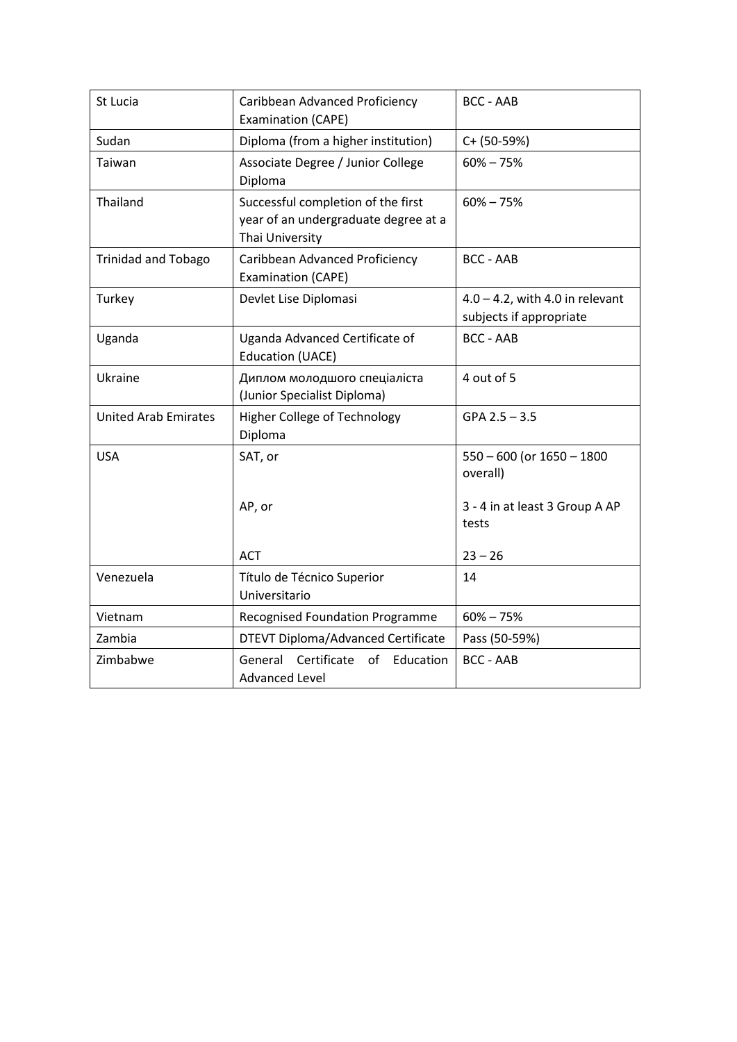| | | |
|---|---|---|
| St Lucia | Caribbean Advanced Proficiency Examination (CAPE) | BCC - AAB |
| Sudan | Diploma (from a higher institution) | C+ (50-59%) |
| Taiwan | Associate Degree / Junior College Diploma | 60% – 75% |
| Thailand | Successful completion of the first year of an undergraduate degree at a Thai University | 60% – 75% |
| Trinidad and Tobago | Caribbean Advanced Proficiency Examination (CAPE) | BCC - AAB |
| Turkey | Devlet Lise Diplomasi | 4.0 – 4.2, with 4.0 in relevant subjects if appropriate |
| Uganda | Uganda Advanced Certificate of Education (UACE) | BCC - AAB |
| Ukraine | Диплом молодшого спеціаліста (Junior Specialist Diploma) | 4 out of 5 |
| United Arab Emirates | Higher College of Technology Diploma | GPA 2.5 – 3.5 |
| USA | SAT, or<br><br>AP, or<br><br>ACT | 550 – 600 (or 1650 – 1800 overall)<br><br>3 - 4 in at least 3 Group A AP tests<br><br>23 – 26 |
| Venezuela | Título de Técnico Superior Universitario | 14 |
| Vietnam | Recognised Foundation Programme | 60% – 75% |
| Zambia | DTEVT Diploma/Advanced Certificate | Pass (50-59%) |
| Zimbabwe | General Certificate of Education Advanced Level | BCC - AAB |